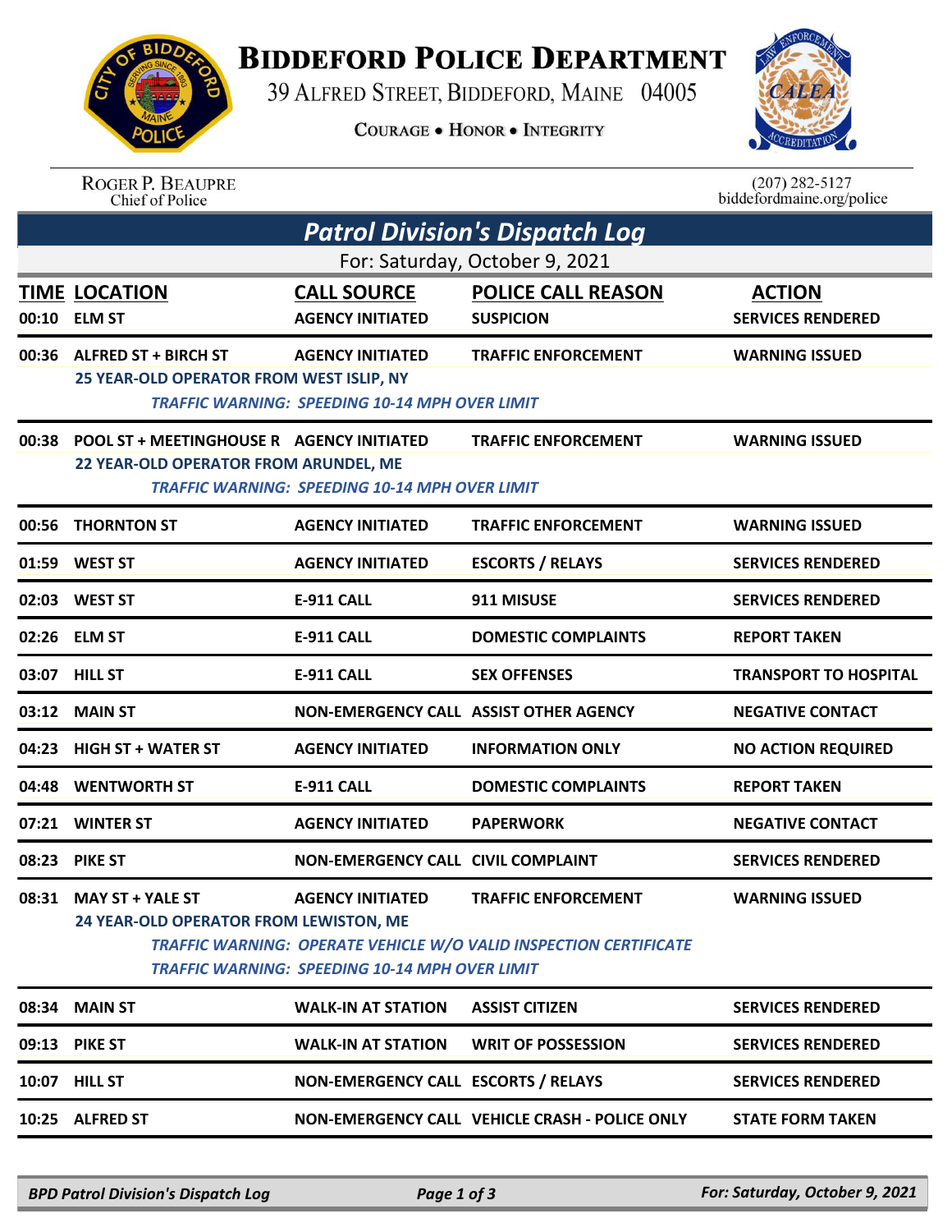# BIDDEFORD POLICE DEPARTMENT

39 ALFRED STREET, BIDDEFORD, MAINE 04005

COURAGE • HONOR • INTEGRITY

ROGER P. BEAUPRE
Chief of Police

(207) 282-5127
biddefordmaine.org/police

## Patrol Division's Dispatch Log

For: Saturday, October 9, 2021

| TIME | LOCATION | CALL SOURCE | POLICE CALL REASON | ACTION |
|---|---|---|---|---|
| 00:10 | ELM ST | AGENCY INITIATED | SUSPICION | SERVICES RENDERED |
| 00:36 | ALFRED ST + BIRCH ST | AGENCY INITIATED | TRAFFIC ENFORCEMENT | WARNING ISSUED |
| | 25 YEAR-OLD OPERATOR FROM WEST ISLIP, NY<br>*TRAFFIC WARNING: SPEEDING 10-14 MPH OVER LIMIT* | | | |
| 00:38 | POOL ST + MEETINGHOUSE R | AGENCY INITIATED | TRAFFIC ENFORCEMENT | WARNING ISSUED |
| | 22 YEAR-OLD OPERATOR FROM ARUNDEL, ME<br>*TRAFFIC WARNING: SPEEDING 10-14 MPH OVER LIMIT* | | | |
| 00:56 | THORNTON ST | AGENCY INITIATED | TRAFFIC ENFORCEMENT | WARNING ISSUED |
| 01:59 | WEST ST | AGENCY INITIATED | ESCORTS / RELAYS | SERVICES RENDERED |
| 02:03 | WEST ST | E-911 CALL | 911 MISUSE | SERVICES RENDERED |
| 02:26 | ELM ST | E-911 CALL | DOMESTIC COMPLAINTS | REPORT TAKEN |
| 03:07 | HILL ST | E-911 CALL | SEX OFFENSES | TRANSPORT TO HOSPITAL |
| 03:12 | MAIN ST | NON-EMERGENCY CALL | ASSIST OTHER AGENCY | NEGATIVE CONTACT |
| 04:23 | HIGH ST + WATER ST | AGENCY INITIATED | INFORMATION ONLY | NO ACTION REQUIRED |
| 04:48 | WENTWORTH ST | E-911 CALL | DOMESTIC COMPLAINTS | REPORT TAKEN |
| 07:21 | WINTER ST | AGENCY INITIATED | PAPERWORK | NEGATIVE CONTACT |
| 08:23 | PIKE ST | NON-EMERGENCY CALL | CIVIL COMPLAINT | SERVICES RENDERED |
| 08:31 | MAY ST + YALE ST | AGENCY INITIATED | TRAFFIC ENFORCEMENT | WARNING ISSUED |
| | 24 YEAR-OLD OPERATOR FROM LEWISTON, ME<br>*TRAFFIC WARNING: OPERATE VEHICLE W/O VALID INSPECTION CERTIFICATE*<br>*TRAFFIC WARNING: SPEEDING 10-14 MPH OVER LIMIT* | | | |
| 08:34 | MAIN ST | WALK-IN AT STATION | ASSIST CITIZEN | SERVICES RENDERED |
| 09:13 | PIKE ST | WALK-IN AT STATION | WRIT OF POSSESSION | SERVICES RENDERED |
| 10:07 | HILL ST | NON-EMERGENCY CALL | ESCORTS / RELAYS | SERVICES RENDERED |
| 10:25 | ALFRED ST | NON-EMERGENCY CALL | VEHICLE CRASH - POLICE ONLY | STATE FORM TAKEN |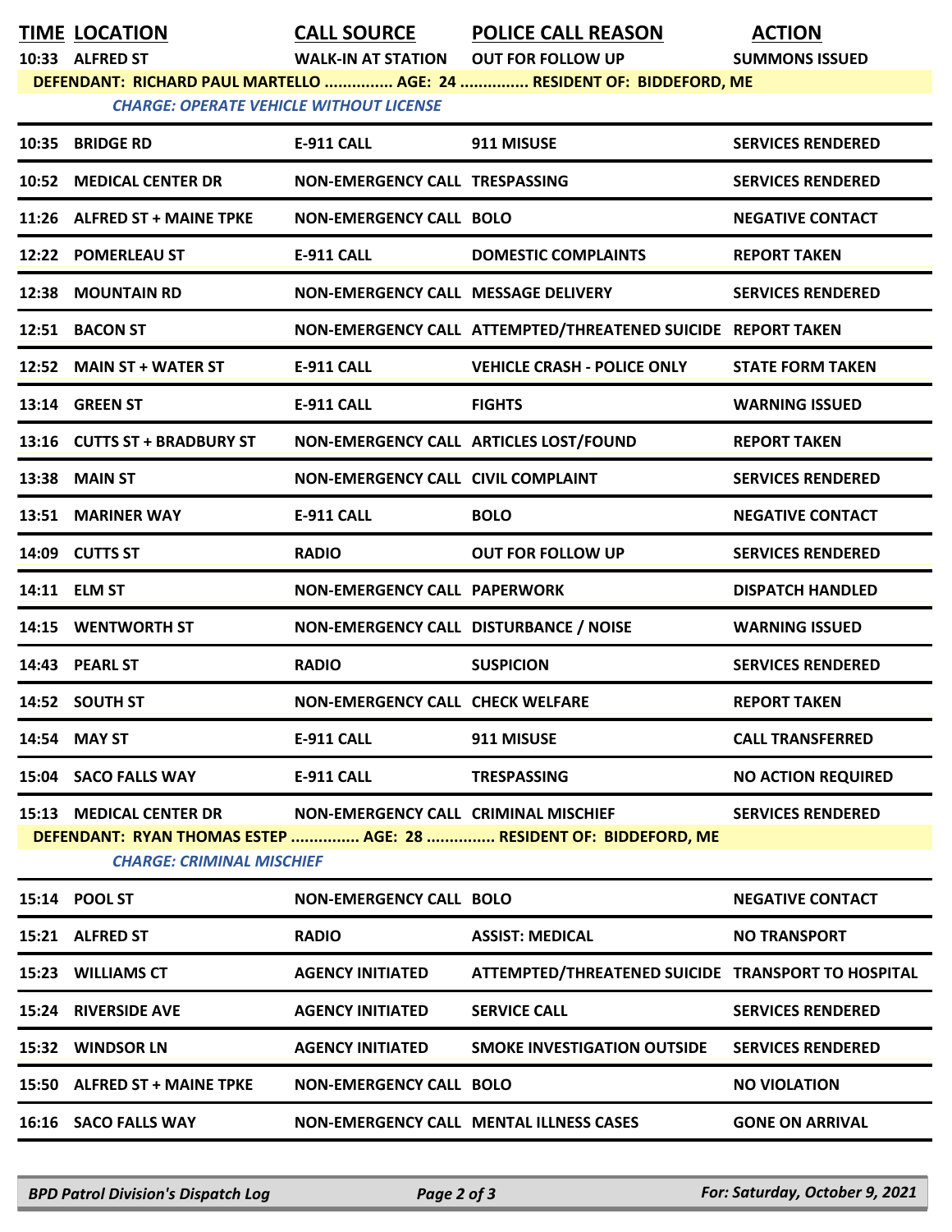| TIME | LOCATION | CALL SOURCE | POLICE CALL REASON | ACTION |
|---|---|---|---|---|
| 10:33 | ALFRED ST | WALK-IN AT STATION | OUT FOR FOLLOW UP | SUMMONS ISSUED |
| | DEFENDANT: RICHARD PAUL MARTELLO ............... AGE: 24 ............... RESIDENT OF: BIDDEFORD, ME | | | |
| | *CHARGE: OPERATE VEHICLE WITHOUT LICENSE* | | | |
| 10:35 | BRIDGE RD | E-911 CALL | 911 MISUSE | SERVICES RENDERED |
| 10:52 | MEDICAL CENTER DR | NON-EMERGENCY CALL | TRESPASSING | SERVICES RENDERED |
| 11:26 | ALFRED ST + MAINE TPKE | NON-EMERGENCY CALL | BOLO | NEGATIVE CONTACT |
| 12:22 | POMERLEAU ST | E-911 CALL | DOMESTIC COMPLAINTS | REPORT TAKEN |
| 12:38 | MOUNTAIN RD | NON-EMERGENCY CALL | MESSAGE DELIVERY | SERVICES RENDERED |
| 12:51 | BACON ST | NON-EMERGENCY CALL | ATTEMPTED/THREATENED SUICIDE | REPORT TAKEN |
| 12:52 | MAIN ST + WATER ST | E-911 CALL | VEHICLE CRASH - POLICE ONLY | STATE FORM TAKEN |
| 13:14 | GREEN ST | E-911 CALL | FIGHTS | WARNING ISSUED |
| 13:16 | CUTTS ST + BRADBURY ST | NON-EMERGENCY CALL | ARTICLES LOST/FOUND | REPORT TAKEN |
| 13:38 | MAIN ST | NON-EMERGENCY CALL | CIVIL COMPLAINT | SERVICES RENDERED |
| 13:51 | MARINER WAY | E-911 CALL | BOLO | NEGATIVE CONTACT |
| 14:09 | CUTTS ST | RADIO | OUT FOR FOLLOW UP | SERVICES RENDERED |
| 14:11 | ELM ST | NON-EMERGENCY CALL | PAPERWORK | DISPATCH HANDLED |
| 14:15 | WENTWORTH ST | NON-EMERGENCY CALL | DISTURBANCE / NOISE | WARNING ISSUED |
| 14:43 | PEARL ST | RADIO | SUSPICION | SERVICES RENDERED |
| 14:52 | SOUTH ST | NON-EMERGENCY CALL | CHECK WELFARE | REPORT TAKEN |
| 14:54 | MAY ST | E-911 CALL | 911 MISUSE | CALL TRANSFERRED |
| 15:04 | SACO FALLS WAY | E-911 CALL | TRESPASSING | NO ACTION REQUIRED |
| 15:13 | MEDICAL CENTER DR | NON-EMERGENCY CALL | CRIMINAL MISCHIEF | SERVICES RENDERED |
| | DEFENDANT: RYAN THOMAS ESTEP ............... AGE: 28 ............... RESIDENT OF: BIDDEFORD, ME | | | |
| | *CHARGE: CRIMINAL MISCHIEF* | | | |
| 15:14 | POOL ST | NON-EMERGENCY CALL | BOLO | NEGATIVE CONTACT |
| 15:21 | ALFRED ST | RADIO | ASSIST: MEDICAL | NO TRANSPORT |
| 15:23 | WILLIAMS CT | AGENCY INITIATED | ATTEMPTED/THREATENED SUICIDE | TRANSPORT TO HOSPITAL |
| 15:24 | RIVERSIDE AVE | AGENCY INITIATED | SERVICE CALL | SERVICES RENDERED |
| 15:32 | WINDSOR LN | AGENCY INITIATED | SMOKE INVESTIGATION OUTSIDE | SERVICES RENDERED |
| 15:50 | ALFRED ST + MAINE TPKE | NON-EMERGENCY CALL | BOLO | NO VIOLATION |
| 16:16 | SACO FALLS WAY | NON-EMERGENCY CALL | MENTAL ILLNESS CASES | GONE ON ARRIVAL |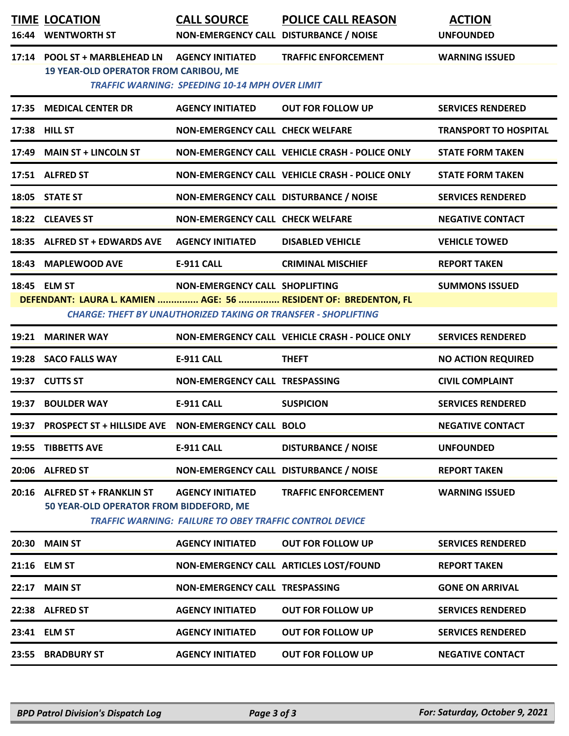| TIME | LOCATION | CALL SOURCE | POLICE CALL REASON | ACTION |
|---|---|---|---|---|
| 16:44 | WENTWORTH ST | NON-EMERGENCY CALL | DISTURBANCE / NOISE | UNFOUNDED |
| 17:14 | POOL ST + MARBLEHEAD LN | AGENCY INITIATED | TRAFFIC ENFORCEMENT | WARNING ISSUED |
| | 19 YEAR-OLD OPERATOR FROM CARIBOU, ME | | | |
| | *TRAFFIC WARNING: SPEEDING 10-14 MPH OVER LIMIT* | | | |
| 17:35 | MEDICAL CENTER DR | AGENCY INITIATED | OUT FOR FOLLOW UP | SERVICES RENDERED |
| 17:38 | HILL ST | NON-EMERGENCY CALL | CHECK WELFARE | TRANSPORT TO HOSPITAL |
| 17:49 | MAIN ST + LINCOLN ST | NON-EMERGENCY CALL | VEHICLE CRASH - POLICE ONLY | STATE FORM TAKEN |
| 17:51 | ALFRED ST | NON-EMERGENCY CALL | VEHICLE CRASH - POLICE ONLY | STATE FORM TAKEN |
| 18:05 | STATE ST | NON-EMERGENCY CALL | DISTURBANCE / NOISE | SERVICES RENDERED |
| 18:22 | CLEAVES ST | NON-EMERGENCY CALL | CHECK WELFARE | NEGATIVE CONTACT |
| 18:35 | ALFRED ST + EDWARDS AVE | AGENCY INITIATED | DISABLED VEHICLE | VEHICLE TOWED |
| 18:43 | MAPLEWOOD AVE | E-911 CALL | CRIMINAL MISCHIEF | REPORT TAKEN |
| 18:45 | ELM ST | NON-EMERGENCY CALL | SHOPLIFTING | SUMMONS ISSUED |
| | DEFENDANT: LAURA L. KAMIEN ............... AGE: 56 ............... RESIDENT OF: BREDENTON, FL | | | |
| | *CHARGE: THEFT BY UNAUTHORIZED TAKING OR TRANSFER - SHOPLIFTING* | | | |
| 19:21 | MARINER WAY | NON-EMERGENCY CALL | VEHICLE CRASH - POLICE ONLY | SERVICES RENDERED |
| 19:28 | SACO FALLS WAY | E-911 CALL | THEFT | NO ACTION REQUIRED |
| 19:37 | CUTTS ST | NON-EMERGENCY CALL | TRESPASSING | CIVIL COMPLAINT |
| 19:37 | BOULDER WAY | E-911 CALL | SUSPICION | SERVICES RENDERED |
| 19:37 | PROSPECT ST + HILLSIDE AVE | NON-EMERGENCY CALL | BOLO | NEGATIVE CONTACT |
| 19:55 | TIBBETTS AVE | E-911 CALL | DISTURBANCE / NOISE | UNFOUNDED |
| 20:06 | ALFRED ST | NON-EMERGENCY CALL | DISTURBANCE / NOISE | REPORT TAKEN |
| 20:16 | ALFRED ST + FRANKLIN ST | AGENCY INITIATED | TRAFFIC ENFORCEMENT | WARNING ISSUED |
| | 50 YEAR-OLD OPERATOR FROM BIDDEFORD, ME | | | |
| | *TRAFFIC WARNING: FAILURE TO OBEY TRAFFIC CONTROL DEVICE* | | | |
| 20:30 | MAIN ST | AGENCY INITIATED | OUT FOR FOLLOW UP | SERVICES RENDERED |
| 21:16 | ELM ST | NON-EMERGENCY CALL | ARTICLES LOST/FOUND | REPORT TAKEN |
| 22:17 | MAIN ST | NON-EMERGENCY CALL | TRESPASSING | GONE ON ARRIVAL |
| 22:38 | ALFRED ST | AGENCY INITIATED | OUT FOR FOLLOW UP | SERVICES RENDERED |
| 23:41 | ELM ST | AGENCY INITIATED | OUT FOR FOLLOW UP | SERVICES RENDERED |
| 23:55 | BRADBURY ST | AGENCY INITIATED | OUT FOR FOLLOW UP | NEGATIVE CONTACT |

*BPD Patrol Division's Dispatch Log* — *For: Saturday, October 9, 2021*